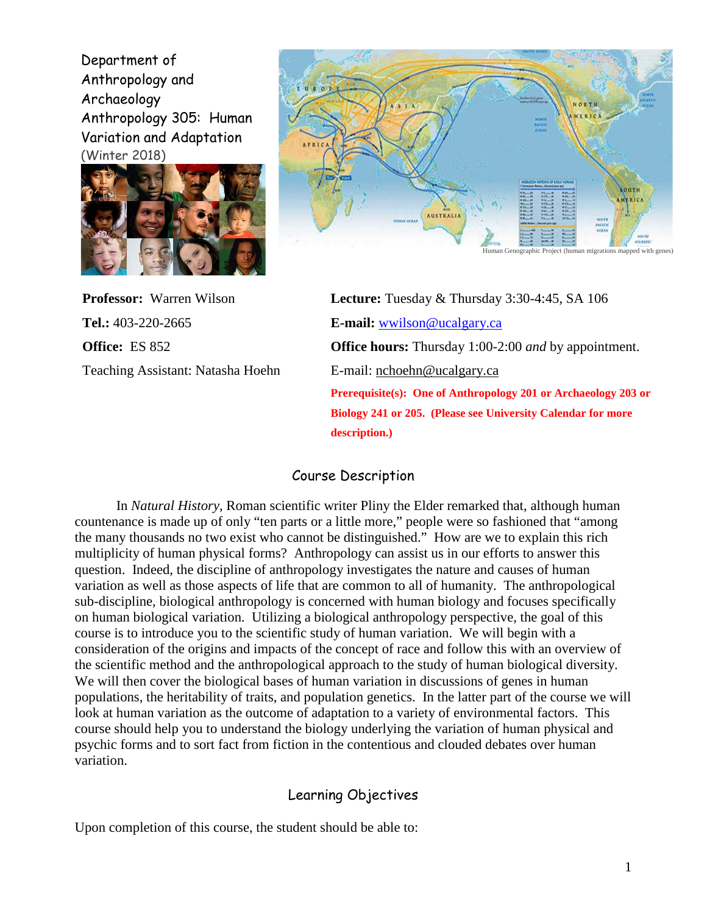Department of Anthropology and Archaeology

# Anthropology 305: Human Variation and Adaptation

(Winter 2018)

Human Genographic Project (human migrations mapped with genes)

**Professor:** Warren Wilson

**Tel.:** 403-220-2665

**Office:** ES 852

Teaching Assistant: Natasha Hoehn

**Lecture:** Tuesday & Thursday 3:30-4:45, SA 106

**E-mail:** wwilson@ucalgary.ca

**Office hours:** Thursday 1:00-2:00 *and* by appointment.

E-mail: nchoehn@ucalgary.ca

**Prerequisite(s): One of Anthropology 201 or Archaeology 203 or Biology 241 or 205. (Please see University Calendar for more description.)**

## Course Description

In *Natural History*, Roman scientific writer Pliny the Elder remarked that, although human countenance is made up of only "ten parts or a little more," people were so fashioned that "among the many thousands no two exist who cannot be distinguished." How are we to explain this rich multiplicity of human physical forms? Anthropology can assist us in our efforts to answer this question. Indeed, the discipline of anthropology investigates the nature and causes of human variation as well as those aspects of life that are common to all of humanity. The anthropological sub-discipline, biological anthropology is concerned with human biology and focuses specifically on human biological variation. Utilizing a biological anthropology perspective, the goal of this course is to introduce you to the scientific study of human variation. We will begin with a consideration of the origins and impacts of the concept of race and follow this with an overview of the scientific method and the anthropological approach to the study of human biological diversity. We will then cover the biological bases of human variation in discussions of genes in human populations, the heritability of traits, and population genetics. In the latter part of the course we will look at human variation as the outcome of adaptation to a variety of environmental factors. This course should help you to understand the biology underlying the variation of human physical and psychic forms and to sort fact from fiction in the contentious and clouded debates over human variation.

## Learning Objectives

Upon completion of this course, the student should be able to: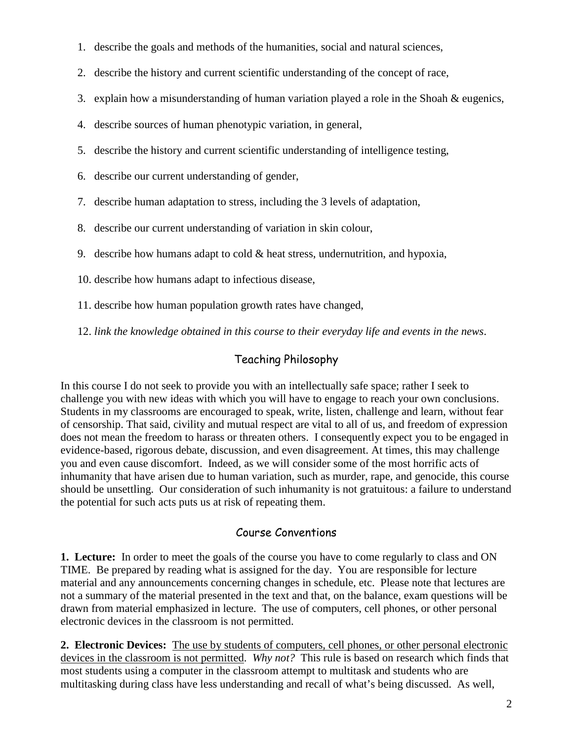1. describe the goals and methods of the humanities, social and natural sciences,
2. describe the history and current scientific understanding of the concept of race,
3. explain how a misunderstanding of human variation played a role in the Shoah & eugenics,
4. describe sources of human phenotypic variation, in general,
5. describe the history and current scientific understanding of intelligence testing,
6. describe our current understanding of gender,
7. describe human adaptation to stress, including the 3 levels of adaptation,
8. describe our current understanding of variation in skin colour,
9. describe how humans adapt to cold & heat stress, undernutrition, and hypoxia,
10. describe how humans adapt to infectious disease,
11. describe how human population growth rates have changed,
12. *link the knowledge obtained in this course to their everyday life and events in the news*.

## Teaching Philosophy

In this course I do not seek to provide you with an intellectually safe space; rather I seek to challenge you with new ideas with which you will have to engage to reach your own conclusions. Students in my classrooms are encouraged to speak, write, listen, challenge and learn, without fear of censorship. That said, civility and mutual respect are vital to all of us, and freedom of expression does not mean the freedom to harass or threaten others. I consequently expect you to be engaged in evidence-based, rigorous debate, discussion, and even disagreement. At times, this may challenge you and even cause discomfort. Indeed, as we will consider some of the most horrific acts of inhumanity that have arisen due to human variation, such as murder, rape, and genocide, this course should be unsettling. Our consideration of such inhumanity is not gratuitous: a failure to understand the potential for such acts puts us at risk of repeating them.

## Course Conventions

**1. Lecture:** In order to meet the goals of the course you have to come regularly to class and ON TIME. Be prepared by reading what is assigned for the day. You are responsible for lecture material and any announcements concerning changes in schedule, etc. Please note that lectures are not a summary of the material presented in the text and that, on the balance, exam questions will be drawn from material emphasized in lecture. The use of computers, cell phones, or other personal electronic devices in the classroom is not permitted.

**2. Electronic Devices:** The use by students of computers, cell phones, or other personal electronic devices in the classroom is not permitted. *Why not?* This rule is based on research which finds that most students using a computer in the classroom attempt to multitask and students who are multitasking during class have less understanding and recall of what's being discussed. As well,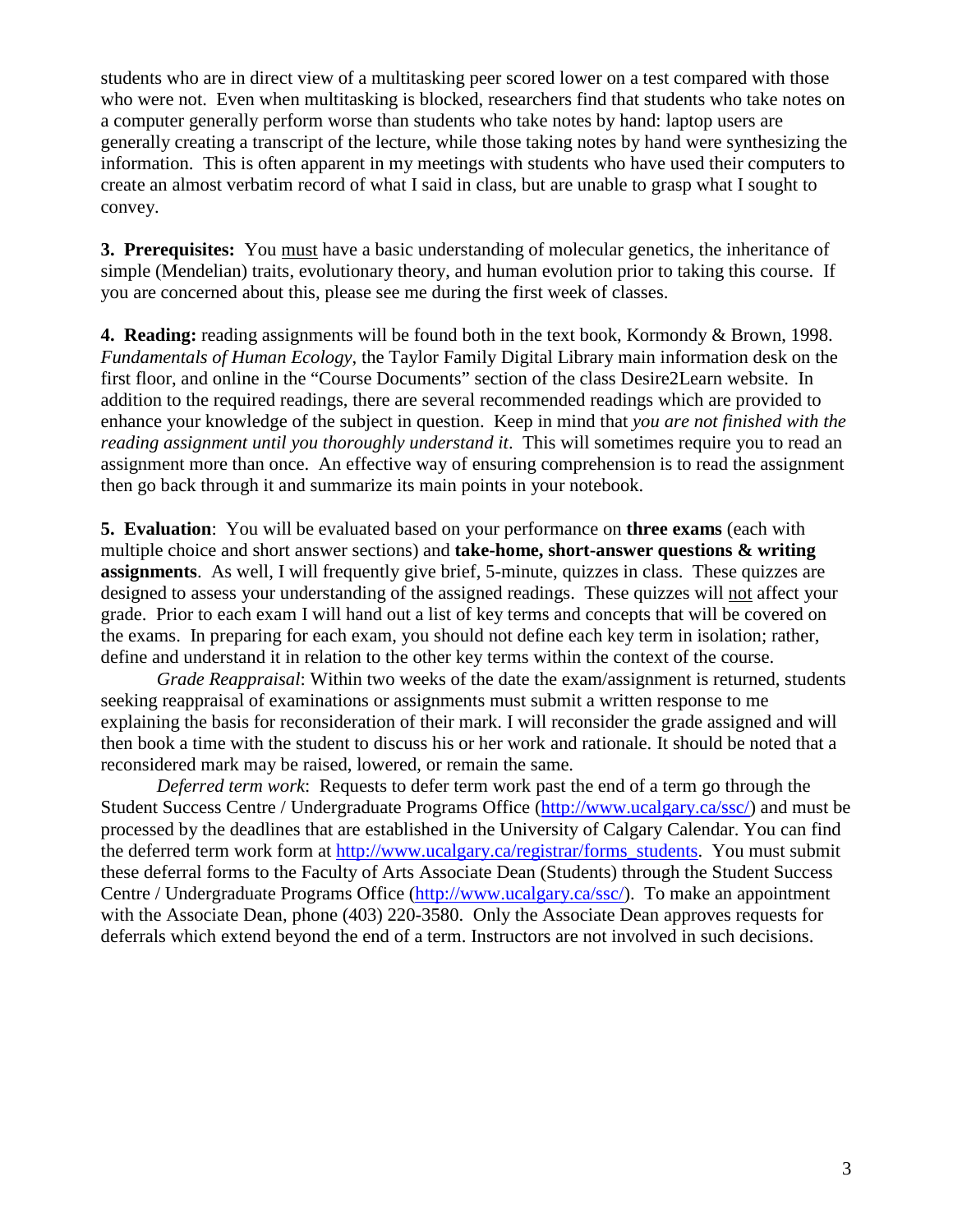students who are in direct view of a multitasking peer scored lower on a test compared with those who were not. Even when multitasking is blocked, researchers find that students who take notes on a computer generally perform worse than students who take notes by hand: laptop users are generally creating a transcript of the lecture, while those taking notes by hand were synthesizing the information. This is often apparent in my meetings with students who have used their computers to create an almost verbatim record of what I said in class, but are unable to grasp what I sought to convey.

**3. Prerequisites:** You must have a basic understanding of molecular genetics, the inheritance of simple (Mendelian) traits, evolutionary theory, and human evolution prior to taking this course. If you are concerned about this, please see me during the first week of classes.

**4. Reading:** reading assignments will be found both in the text book, Kormondy & Brown, 1998. *Fundamentals of Human Ecology*, the Taylor Family Digital Library main information desk on the first floor, and online in the "Course Documents" section of the class Desire2Learn website. In addition to the required readings, there are several recommended readings which are provided to enhance your knowledge of the subject in question. Keep in mind that *you are not finished with the reading assignment until you thoroughly understand it*. This will sometimes require you to read an assignment more than once. An effective way of ensuring comprehension is to read the assignment then go back through it and summarize its main points in your notebook.

**5. Evaluation**: You will be evaluated based on your performance on **three exams** (each with multiple choice and short answer sections) and **take-home, short-answer questions & writing assignments**. As well, I will frequently give brief, 5-minute, quizzes in class. These quizzes are designed to assess your understanding of the assigned readings. These quizzes will not affect your grade. Prior to each exam I will hand out a list of key terms and concepts that will be covered on the exams. In preparing for each exam, you should not define each key term in isolation; rather, define and understand it in relation to the other key terms within the context of the course.

*Grade Reappraisal*: Within two weeks of the date the exam/assignment is returned, students seeking reappraisal of examinations or assignments must submit a written response to me explaining the basis for reconsideration of their mark. I will reconsider the grade assigned and will then book a time with the student to discuss his or her work and rationale. It should be noted that a reconsidered mark may be raised, lowered, or remain the same.

*Deferred term work*: Requests to defer term work past the end of a term go through the Student Success Centre / Undergraduate Programs Office (http://www.ucalgary.ca/ssc/) and must be processed by the deadlines that are established in the University of Calgary Calendar. You can find the deferred term work form at http://www.ucalgary.ca/registrar/forms_students. You must submit these deferral forms to the Faculty of Arts Associate Dean (Students) through the Student Success Centre / Undergraduate Programs Office (http://www.ucalgary.ca/ssc/). To make an appointment with the Associate Dean, phone (403) 220-3580. Only the Associate Dean approves requests for deferrals which extend beyond the end of a term. Instructors are not involved in such decisions.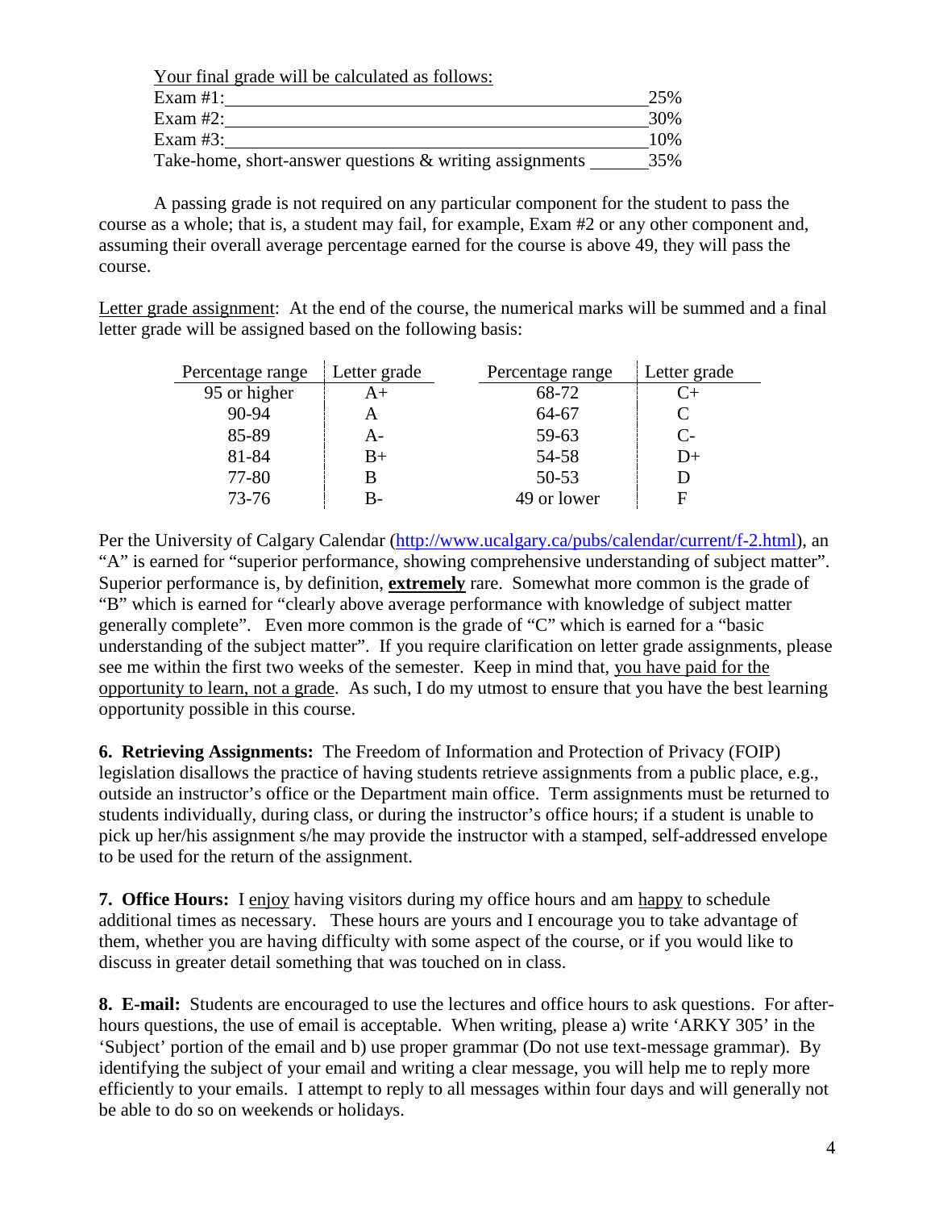Your final grade will be calculated as follows:

| Component | Weight |
|---|---|
| Exam #1: | 25% |
| Exam #2: | 30% |
| Exam #3: | 10% |
| Take-home, short-answer questions & writing assignments | 35% |

A passing grade is not required on any particular component for the student to pass the course as a whole; that is, a student may fail, for example, Exam #2 or any other component and, assuming their overall average percentage earned for the course is above 49, they will pass the course.

Letter grade assignment: At the end of the course, the numerical marks will be summed and a final letter grade will be assigned based on the following basis:

| Percentage range | Letter grade | Percentage range | Letter grade |
|---|---|---|---|
| 95 or higher | A+ | 68-72 | C+ |
| 90-94 | A | 64-67 | C |
| 85-89 | A- | 59-63 | C- |
| 81-84 | B+ | 54-58 | D+ |
| 77-80 | B | 50-53 | D |
| 73-76 | B- | 49 or lower | F |

Per the University of Calgary Calendar (http://www.ucalgary.ca/pubs/calendar/current/f-2.html), an "A" is earned for "superior performance, showing comprehensive understanding of subject matter". Superior performance is, by definition, **extremely** rare. Somewhat more common is the grade of "B" which is earned for "clearly above average performance with knowledge of subject matter generally complete". Even more common is the grade of "C" which is earned for a "basic understanding of the subject matter". If you require clarification on letter grade assignments, please see me within the first two weeks of the semester. Keep in mind that, you have paid for the opportunity to learn, not a grade. As such, I do my utmost to ensure that you have the best learning opportunity possible in this course.

**6. Retrieving Assignments:** The Freedom of Information and Protection of Privacy (FOIP) legislation disallows the practice of having students retrieve assignments from a public place, e.g., outside an instructor's office or the Department main office. Term assignments must be returned to students individually, during class, or during the instructor's office hours; if a student is unable to pick up her/his assignment s/he may provide the instructor with a stamped, self-addressed envelope to be used for the return of the assignment.

**7. Office Hours:** I enjoy having visitors during my office hours and am happy to schedule additional times as necessary. These hours are yours and I encourage you to take advantage of them, whether you are having difficulty with some aspect of the course, or if you would like to discuss in greater detail something that was touched on in class.

**8. E-mail:** Students are encouraged to use the lectures and office hours to ask questions. For after-hours questions, the use of email is acceptable. When writing, please a) write 'ARKY 305' in the 'Subject' portion of the email and b) use proper grammar (Do not use text-message grammar). By identifying the subject of your email and writing a clear message, you will help me to reply more efficiently to your emails. I attempt to reply to all messages within four days and will generally not be able to do so on weekends or holidays.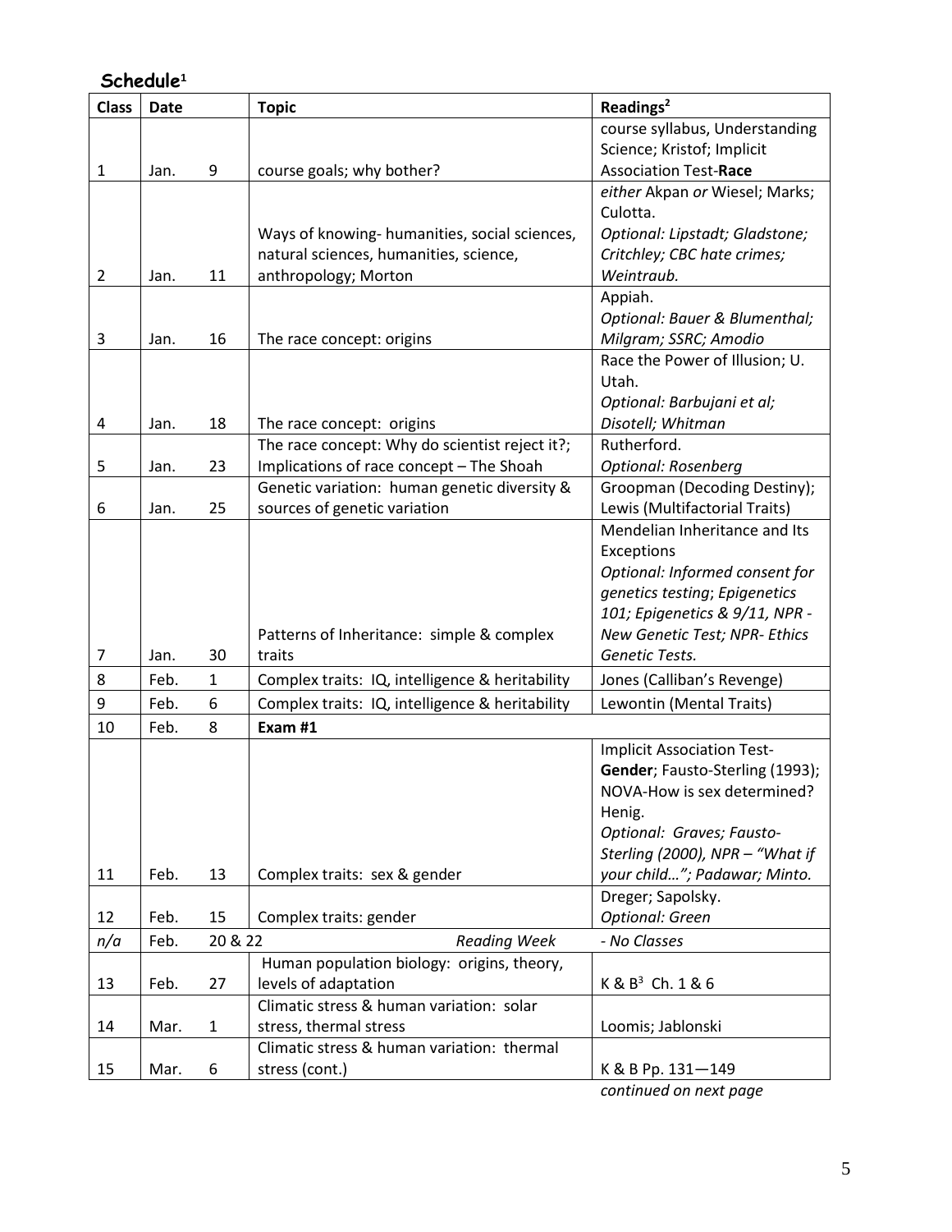## Schedule[1]

| Class | Date | | Topic | Readings[2] |
|---|---|---|---|---|
| 1 | Jan. | 9 | course goals; why bother? | course syllabus, Understanding Science; Kristof; Implicit Association Test-**Race** |
| 2 | Jan. | 11 | Ways of knowing- humanities, social sciences, natural sciences, humanities, science, anthropology; Morton | *either* Akpan *or* Wiesel; Marks; Culotta. *Optional: Lipstadt; Gladstone; Critchley; CBC hate crimes; Weintraub.* |
| 3 | Jan. | 16 | The race concept: origins | Appiah. *Optional: Bauer & Blumenthal; Milgram; SSRC; Amodio* |
| 4 | Jan. | 18 | The race concept: origins | Race the Power of Illusion; U. Utah. *Optional: Barbujani et al; Disotell; Whitman* |
| 5 | Jan. | 23 | The race concept: Why do scientist reject it?; Implications of race concept – The Shoah | Rutherford. *Optional: Rosenberg* |
| 6 | Jan. | 25 | Genetic variation: human genetic diversity & sources of genetic variation | Groopman (Decoding Destiny); Lewis (Multifactorial Traits) |
| 7 | Jan. | 30 | Patterns of Inheritance: simple & complex traits | Mendelian Inheritance and Its Exceptions *Optional: Informed consent for genetics testing; Epigenetics 101; Epigenetics & 9/11, NPR - New Genetic Test; NPR- Ethics Genetic Tests.* |
| 8 | Feb. | 1 | Complex traits: IQ, intelligence & heritability | Jones (Calliban's Revenge) |
| 9 | Feb. | 6 | Complex traits: IQ, intelligence & heritability | Lewontin (Mental Traits) |
| 10 | Feb. | 8 | **Exam #1** | |
| 11 | Feb. | 13 | Complex traits: sex & gender | Implicit Association Test-**Gender**; Fausto-Sterling (1993); NOVA-How is sex determined? Henig. *Optional: Graves; Fausto-Sterling (2000), NPR – "What if your child…"; Padawar; Minto.* |
| 12 | Feb. | 15 | Complex traits: gender | Dreger; Sapolsky. *Optional: Green* |
| *n/a* | Feb. | 20 & 22 | *Reading Week* | *- No Classes* |
| 13 | Feb. | 27 | Human population biology: origins, theory, levels of adaptation | K & B[3] Ch. 1 & 6 |
| 14 | Mar. | 1 | Climatic stress & human variation: solar stress, thermal stress | Loomis; Jablonski |
| 15 | Mar. | 6 | Climatic stress & human variation: thermal stress (cont.) | K & B Pp. 131—149 |

*continued on next page*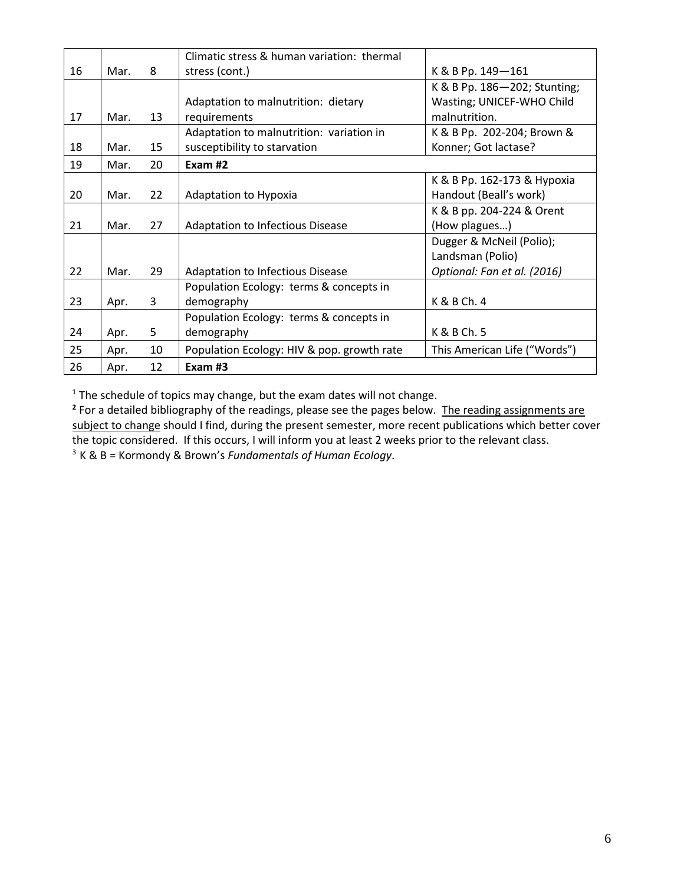| 16 | Mar. | 8 | Climatic stress & human variation: thermal stress (cont.) | K & B Pp. 149—161 |
|---|---|---|---|---|
| 17 | Mar. | 13 | Adaptation to malnutrition: dietary requirements | K & B Pp. 186—202; Stunting; Wasting; UNICEF-WHO Child malnutrition. |
| 18 | Mar. | 15 | Adaptation to malnutrition: variation in susceptibility to starvation | K & B Pp. 202-204; Brown & Konner; Got lactase? |
| 19 | Mar. | 20 | **Exam #2** | |
| 20 | Mar. | 22 | Adaptation to Hypoxia | K & B Pp. 162-173 & Hypoxia Handout (Beall's work) |
| 21 | Mar. | 27 | Adaptation to Infectious Disease | K & B pp. 204-224 & Orent (How plagues…) |
| 22 | Mar. | 29 | Adaptation to Infectious Disease | Dugger & McNeil (Polio); Landsman (Polio) *Optional: Fan et al. (2016)* |
| 23 | Apr. | 3 | Population Ecology: terms & concepts in demography | K & B Ch. 4 |
| 24 | Apr. | 5 | Population Ecology: terms & concepts in demography | K & B Ch. 5 |
| 25 | Apr. | 10 | Population Ecology: HIV & pop. growth rate | This American Life ("Words") |
| 26 | Apr. | 12 | **Exam #3** | |

[1] The schedule of topics may change, but the exam dates will not change.
**[2]** For a detailed bibliography of the readings, please see the pages below. The reading assignments are subject to change should I find, during the present semester, more recent publications which better cover the topic considered. If this occurs, I will inform you at least 2 weeks prior to the relevant class.
[3] K & B = Kormondy & Brown's *Fundamentals of Human Ecology*.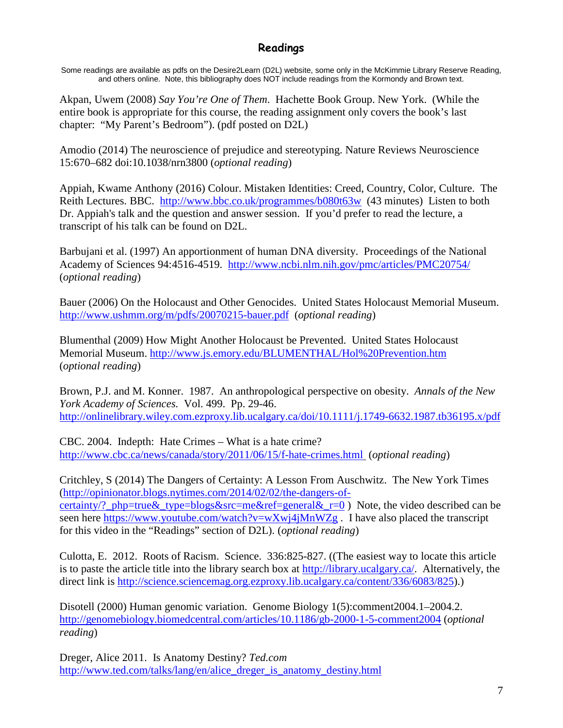## Readings

Some readings are available as pdfs on the Desire2Learn (D2L) website, some only in the McKimmie Library Reserve Reading, and others online. Note, this bibliography does NOT include readings from the Kormondy and Brown text.

Akpan, Uwem (2008) *Say You're One of Them*. Hachette Book Group. New York. (While the entire book is appropriate for this course, the reading assignment only covers the book's last chapter: "My Parent's Bedroom"). (pdf posted on D2L)

Amodio (2014) The neuroscience of prejudice and stereotyping. Nature Reviews Neuroscience 15:670–682 doi:10.1038/nrn3800 (*optional reading*)

Appiah, Kwame Anthony (2016) Colour. Mistaken Identities: Creed, Country, Color, Culture. The Reith Lectures. BBC. http://www.bbc.co.uk/programmes/b080t63w (43 minutes) Listen to both Dr. Appiah's talk and the question and answer session. If you'd prefer to read the lecture, a transcript of his talk can be found on D2L.

Barbujani et al. (1997) An apportionment of human DNA diversity. Proceedings of the National Academy of Sciences 94:4516-4519. http://www.ncbi.nlm.nih.gov/pmc/articles/PMC20754/ (*optional reading*)

Bauer (2006) On the Holocaust and Other Genocides. United States Holocaust Memorial Museum. http://www.ushmm.org/m/pdfs/20070215-bauer.pdf (*optional reading*)

Blumenthal (2009) How Might Another Holocaust be Prevented. United States Holocaust Memorial Museum. http://www.js.emory.edu/BLUMENTHAL/Hol%20Prevention.htm (*optional reading*)

Brown, P.J. and M. Konner. 1987. An anthropological perspective on obesity. *Annals of the New York Academy of Sciences*. Vol. 499. Pp. 29-46. http://onlinelibrary.wiley.com.ezproxy.lib.ucalgary.ca/doi/10.1111/j.1749-6632.1987.tb36195.x/pdf

CBC. 2004. Indepth: Hate Crimes – What is a hate crime? http://www.cbc.ca/news/canada/story/2011/06/15/f-hate-crimes.html (*optional reading*)

Critchley, S (2014) The Dangers of Certainty: A Lesson From Auschwitz. The New York Times (http://opinionator.blogs.nytimes.com/2014/02/02/the-dangers-of-certainty/?_php=true&_type=blogs&src=me&ref=general&_r=0 ) Note, the video described can be seen here https://www.youtube.com/watch?v=wXwj4jMnWZg . I have also placed the transcript for this video in the "Readings" section of D2L). (*optional reading*)

Culotta, E. 2012. Roots of Racism. Science. 336:825-827. ((The easiest way to locate this article is to paste the article title into the library search box at http://library.ucalgary.ca/. Alternatively, the direct link is http://science.sciencemag.org.ezproxy.lib.ucalgary.ca/content/336/6083/825).)

Disotell (2000) Human genomic variation. Genome Biology 1(5):comment2004.1–2004.2. http://genomebiology.biomedcentral.com/articles/10.1186/gb-2000-1-5-comment2004 (*optional reading*)

Dreger, Alice 2011. Is Anatomy Destiny? *Ted.com* http://www.ted.com/talks/lang/en/alice_dreger_is_anatomy_destiny.html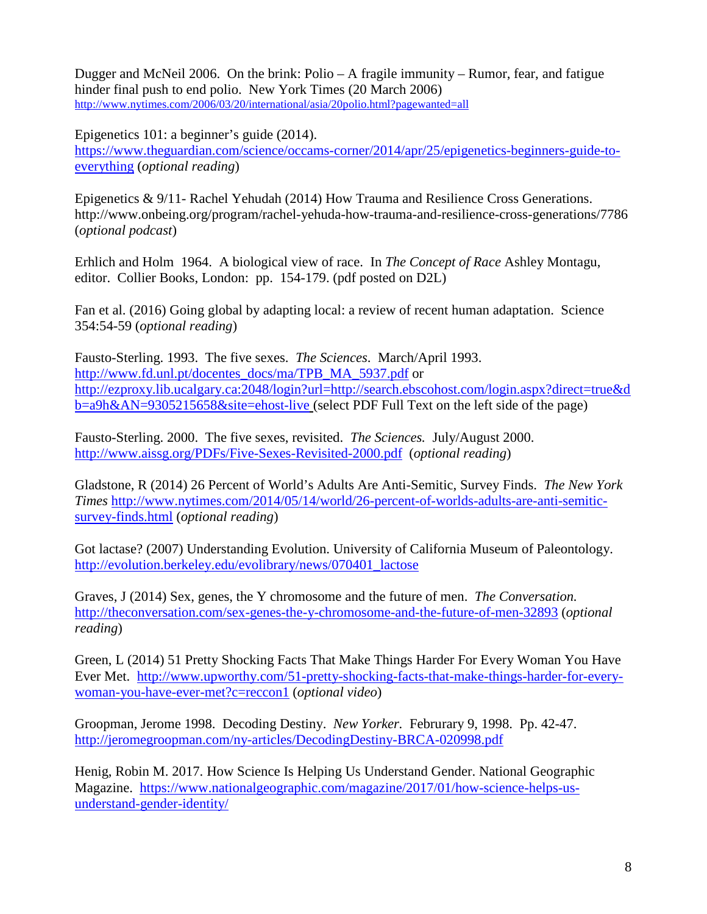Dugger and McNeil 2006. On the brink: Polio – A fragile immunity – Rumor, fear, and fatigue hinder final push to end polio. New York Times (20 March 2006) http://www.nytimes.com/2006/03/20/international/asia/20polio.html?pagewanted=all

Epigenetics 101: a beginner's guide (2014). https://www.theguardian.com/science/occams-corner/2014/apr/25/epigenetics-beginners-guide-to-everything (*optional reading*)

Epigenetics & 9/11- Rachel Yehudah (2014) How Trauma and Resilience Cross Generations. http://www.onbeing.org/program/rachel-yehuda-how-trauma-and-resilience-cross-generations/7786 (*optional podcast*)

Erhlich and Holm 1964. A biological view of race. In *The Concept of Race* Ashley Montagu, editor. Collier Books, London: pp. 154-179. (pdf posted on D2L)

Fan et al. (2016) Going global by adapting local: a review of recent human adaptation. Science 354:54-59 (*optional reading*)

Fausto-Sterling. 1993. The five sexes. *The Sciences*. March/April 1993. http://www.fd.unl.pt/docentes_docs/ma/TPB_MA_5937.pdf or http://ezproxy.lib.ucalgary.ca:2048/login?url=http://search.ebscohost.com/login.aspx?direct=true&db=a9h&AN=9305215658&site=ehost-live (select PDF Full Text on the left side of the page)

Fausto-Sterling. 2000. The five sexes, revisited. *The Sciences.* July/August 2000. http://www.aissg.org/PDFs/Five-Sexes-Revisited-2000.pdf (*optional reading*)

Gladstone, R (2014) 26 Percent of World's Adults Are Anti-Semitic, Survey Finds. *The New York Times* http://www.nytimes.com/2014/05/14/world/26-percent-of-worlds-adults-are-anti-semitic-survey-finds.html (*optional reading*)

Got lactase? (2007) Understanding Evolution. University of California Museum of Paleontology. http://evolution.berkeley.edu/evolibrary/news/070401_lactose

Graves, J (2014) Sex, genes, the Y chromosome and the future of men. *The Conversation.* http://theconversation.com/sex-genes-the-y-chromosome-and-the-future-of-men-32893 (*optional reading*)

Green, L (2014) 51 Pretty Shocking Facts That Make Things Harder For Every Woman You Have Ever Met. http://www.upworthy.com/51-pretty-shocking-facts-that-make-things-harder-for-every-woman-you-have-ever-met?c=reccon1 (*optional video*)

Groopman, Jerome 1998. Decoding Destiny. *New Yorker.* Februrary 9, 1998. Pp. 42-47. http://jeromegroopman.com/ny-articles/DecodingDestiny-BRCA-020998.pdf

Henig, Robin M. 2017. How Science Is Helping Us Understand Gender. National Geographic Magazine. https://www.nationalgeographic.com/magazine/2017/01/how-science-helps-us-understand-gender-identity/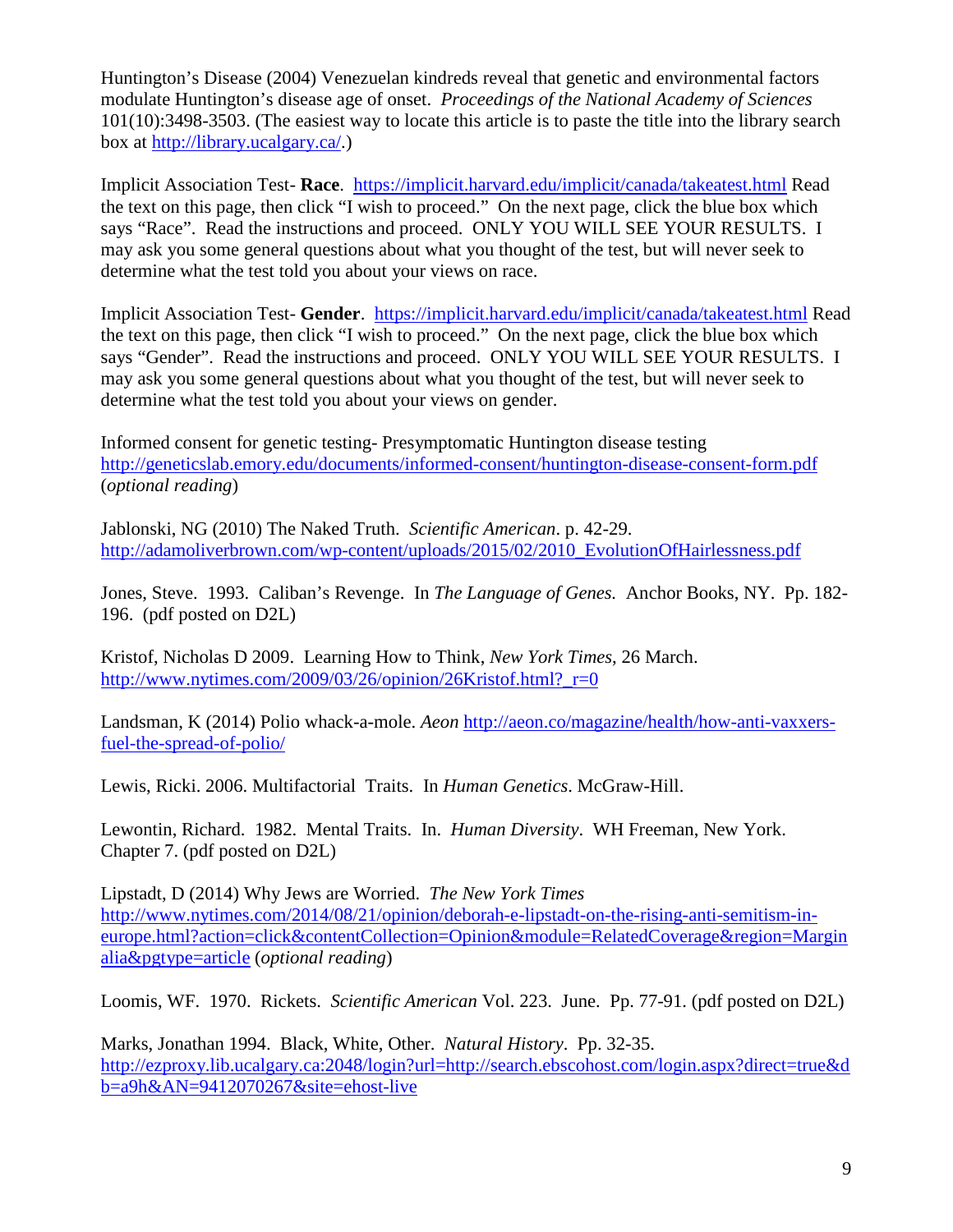Huntington's Disease (2004) Venezuelan kindreds reveal that genetic and environmental factors modulate Huntington's disease age of onset. *Proceedings of the National Academy of Sciences* 101(10):3498-3503. (The easiest way to locate this article is to paste the title into the library search box at http://library.ucalgary.ca/.)

Implicit Association Test- **Race**. https://implicit.harvard.edu/implicit/canada/takeatest.html Read the text on this page, then click "I wish to proceed." On the next page, click the blue box which says "Race". Read the instructions and proceed. ONLY YOU WILL SEE YOUR RESULTS. I may ask you some general questions about what you thought of the test, but will never seek to determine what the test told you about your views on race.

Implicit Association Test- **Gender**. https://implicit.harvard.edu/implicit/canada/takeatest.html Read the text on this page, then click "I wish to proceed." On the next page, click the blue box which says "Gender". Read the instructions and proceed. ONLY YOU WILL SEE YOUR RESULTS. I may ask you some general questions about what you thought of the test, but will never seek to determine what the test told you about your views on gender.

Informed consent for genetic testing- Presymptomatic Huntington disease testing http://geneticslab.emory.edu/documents/informed-consent/huntington-disease-consent-form.pdf (*optional reading*)

Jablonski, NG (2010) The Naked Truth. *Scientific American*. p. 42-29. http://adamoliverbrown.com/wp-content/uploads/2015/02/2010_EvolutionOfHairlessness.pdf

Jones, Steve. 1993. Caliban's Revenge. In *The Language of Genes.* Anchor Books, NY. Pp. 182-196. (pdf posted on D2L)

Kristof, Nicholas D 2009. Learning How to Think, *New York Times*, 26 March. http://www.nytimes.com/2009/03/26/opinion/26Kristof.html?_r=0

Landsman, K (2014) Polio whack-a-mole. *Aeon* http://aeon.co/magazine/health/how-anti-vaxxers-fuel-the-spread-of-polio/

Lewis, Ricki. 2006. Multifactorial Traits. In *Human Genetics*. McGraw-Hill.

Lewontin, Richard. 1982. Mental Traits. In. *Human Diversity*. WH Freeman, New York. Chapter 7. (pdf posted on D2L)

Lipstadt, D (2014) Why Jews are Worried. *The New York Times* http://www.nytimes.com/2014/08/21/opinion/deborah-e-lipstadt-on-the-rising-anti-semitism-in-europe.html?action=click&contentCollection=Opinion&module=RelatedCoverage&region=Marginalia&pgtype=article (*optional reading*)

Loomis, WF. 1970. Rickets. *Scientific American* Vol. 223. June. Pp. 77-91. (pdf posted on D2L)

Marks, Jonathan 1994. Black, White, Other. *Natural History*. Pp. 32-35. http://ezproxy.lib.ucalgary.ca:2048/login?url=http://search.ebscohost.com/login.aspx?direct=true&db=a9h&AN=9412070267&site=ehost-live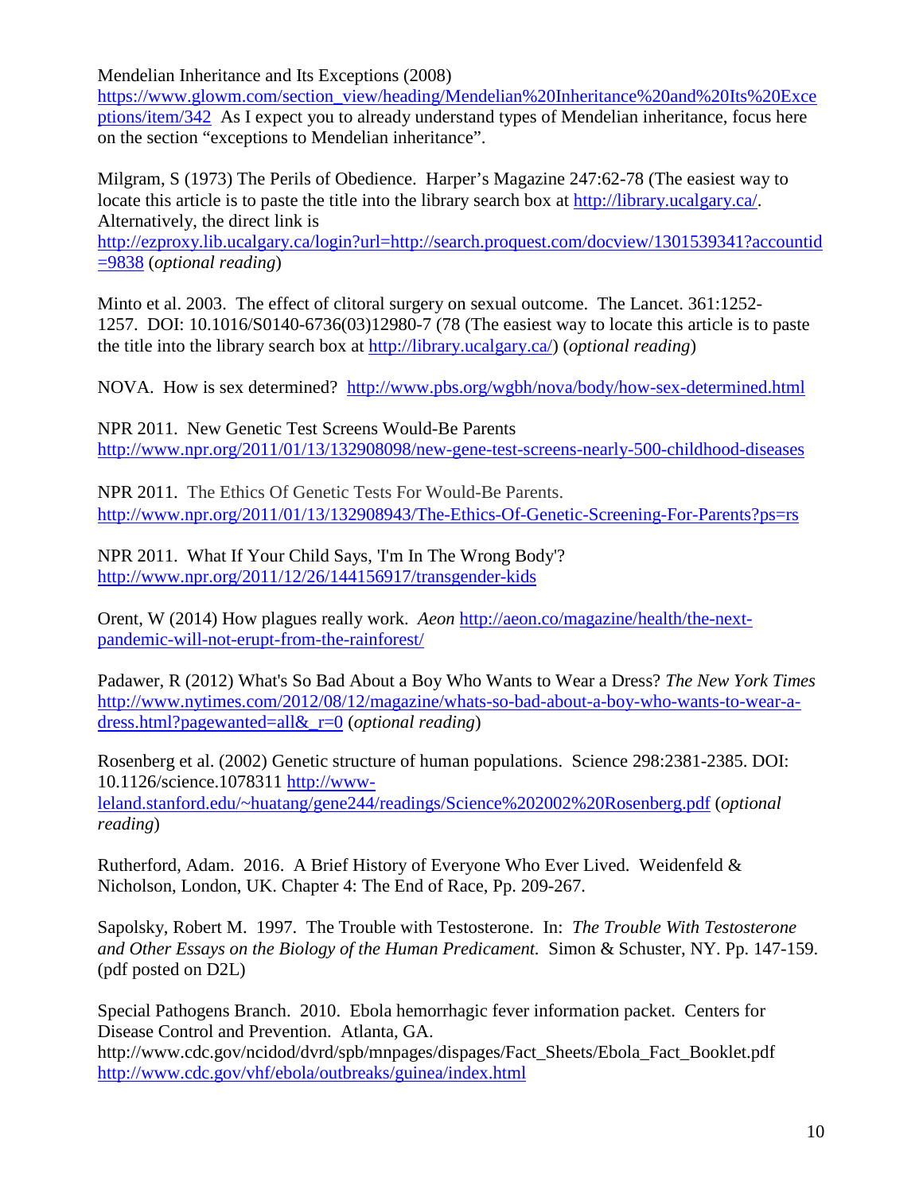Mendelian Inheritance and Its Exceptions (2008) https://www.glowm.com/section_view/heading/Mendelian%20Inheritance%20and%20Its%20Exceptions/item/342 As I expect you to already understand types of Mendelian inheritance, focus here on the section "exceptions to Mendelian inheritance".

Milgram, S (1973) The Perils of Obedience. Harper's Magazine 247:62-78 (The easiest way to locate this article is to paste the title into the library search box at http://library.ucalgary.ca/. Alternatively, the direct link is http://ezproxy.lib.ucalgary.ca/login?url=http://search.proquest.com/docview/1301539341?accountid=9838 (*optional reading*)

Minto et al. 2003. The effect of clitoral surgery on sexual outcome. The Lancet. 361:1252-1257. DOI: 10.1016/S0140-6736(03)12980-7 (78 (The easiest way to locate this article is to paste the title into the library search box at http://library.ucalgary.ca/) (*optional reading*)

NOVA. How is sex determined? http://www.pbs.org/wgbh/nova/body/how-sex-determined.html

NPR 2011. New Genetic Test Screens Would-Be Parents http://www.npr.org/2011/01/13/132908098/new-gene-test-screens-nearly-500-childhood-diseases

NPR 2011. The Ethics Of Genetic Tests For Would-Be Parents. http://www.npr.org/2011/01/13/132908943/The-Ethics-Of-Genetic-Screening-For-Parents?ps=rs

NPR 2011. What If Your Child Says, 'I'm In The Wrong Body'? http://www.npr.org/2011/12/26/144156917/transgender-kids

Orent, W (2014) How plagues really work. *Aeon* http://aeon.co/magazine/health/the-next-pandemic-will-not-erupt-from-the-rainforest/

Padawer, R (2012) What's So Bad About a Boy Who Wants to Wear a Dress? *The New York Times* http://www.nytimes.com/2012/08/12/magazine/whats-so-bad-about-a-boy-who-wants-to-wear-a-dress.html?pagewanted=all&_r=0 (*optional reading*)

Rosenberg et al. (2002) Genetic structure of human populations. Science 298:2381-2385. DOI: 10.1126/science.1078311 http://www-leland.stanford.edu/~huatang/gene244/readings/Science%202002%20Rosenberg.pdf (*optional reading*)

Rutherford, Adam. 2016. A Brief History of Everyone Who Ever Lived. Weidenfeld & Nicholson, London, UK. Chapter 4: The End of Race, Pp. 209-267.

Sapolsky, Robert M. 1997. The Trouble with Testosterone. In: *The Trouble With Testosterone and Other Essays on the Biology of the Human Predicament.* Simon & Schuster, NY. Pp. 147-159. (pdf posted on D2L)

Special Pathogens Branch. 2010. Ebola hemorrhagic fever information packet. Centers for Disease Control and Prevention. Atlanta, GA. http://www.cdc.gov/ncidod/dvrd/spb/mnpages/dispages/Fact_Sheets/Ebola_Fact_Booklet.pdf http://www.cdc.gov/vhf/ebola/outbreaks/guinea/index.html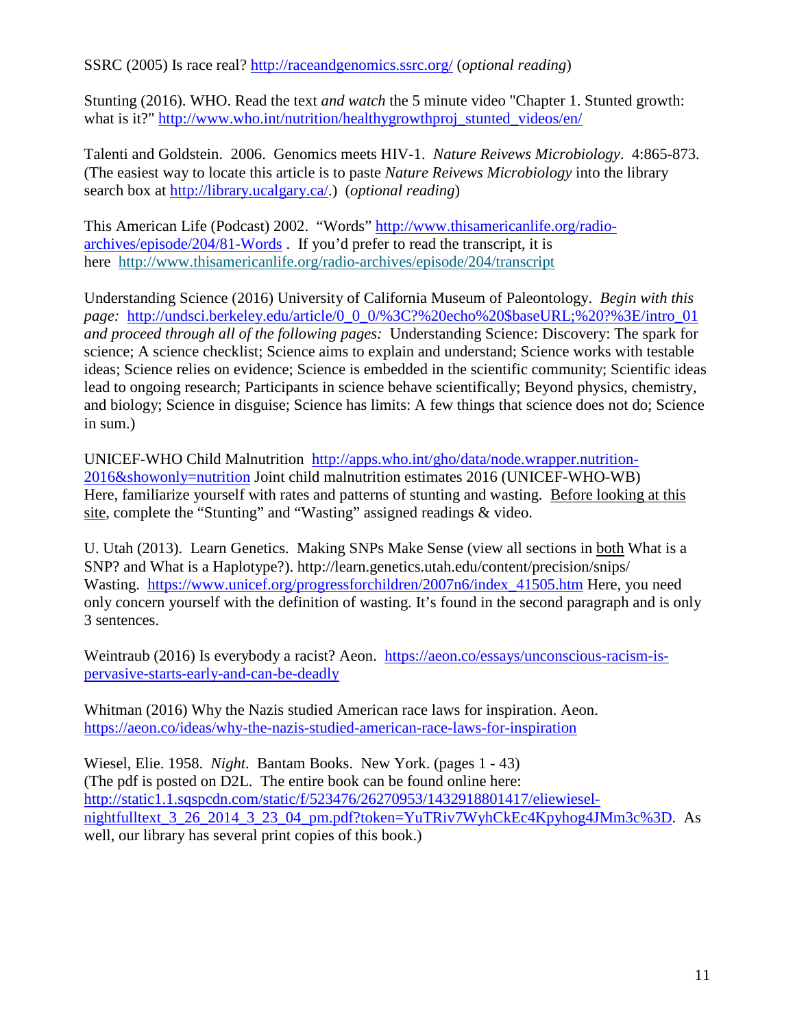SSRC (2005) Is race real? http://raceandgenomics.ssrc.org/ (*optional reading*)

Stunting (2016). WHO. Read the text *and watch* the 5 minute video "Chapter 1. Stunted growth: what is it?" http://www.who.int/nutrition/healthygrowthproj_stunted_videos/en/

Talenti and Goldstein. 2006. Genomics meets HIV-1. *Nature Reivews Microbiology*. 4:865-873. (The easiest way to locate this article is to paste *Nature Reivews Microbiology* into the library search box at http://library.ucalgary.ca/.) (*optional reading*)

This American Life (Podcast) 2002. "Words" http://www.thisamericanlife.org/radio-archives/episode/204/81-Words . If you'd prefer to read the transcript, it is here http://www.thisamericanlife.org/radio-archives/episode/204/transcript

Understanding Science (2016) University of California Museum of Paleontology. *Begin with this page:* http://undsci.berkeley.edu/article/0_0_0/%3C?%20echo%20$baseURL;%20?%3E/intro_01 *and proceed through all of the following pages:* Understanding Science: Discovery: The spark for science; A science checklist; Science aims to explain and understand; Science works with testable ideas; Science relies on evidence; Science is embedded in the scientific community; Scientific ideas lead to ongoing research; Participants in science behave scientifically; Beyond physics, chemistry, and biology; Science in disguise; Science has limits: A few things that science does not do; Science in sum.)

UNICEF-WHO Child Malnutrition http://apps.who.int/gho/data/node.wrapper.nutrition-2016&showonly=nutrition Joint child malnutrition estimates 2016 (UNICEF-WHO-WB) Here, familiarize yourself with rates and patterns of stunting and wasting. Before looking at this site, complete the "Stunting" and "Wasting" assigned readings & video.

U. Utah (2013). Learn Genetics. Making SNPs Make Sense (view all sections in both What is a SNP? and What is a Haplotype?). http://learn.genetics.utah.edu/content/precision/snips/
Wasting. https://www.unicef.org/progressforchildren/2007n6/index_41505.htm Here, you need only concern yourself with the definition of wasting. It's found in the second paragraph and is only 3 sentences.

Weintraub (2016) Is everybody a racist? Aeon. https://aeon.co/essays/unconscious-racism-is-pervasive-starts-early-and-can-be-deadly

Whitman (2016) Why the Nazis studied American race laws for inspiration. Aeon. https://aeon.co/ideas/why-the-nazis-studied-american-race-laws-for-inspiration

Wiesel, Elie. 1958. *Night*. Bantam Books. New York. (pages 1 - 43)
(The pdf is posted on D2L. The entire book can be found online here: http://static1.1.sqspcdn.com/static/f/523476/26270953/1432918801417/eliewiesel-nightfulltext_3_26_2014_3_23_04_pm.pdf?token=YuTRiv7WyhCkEc4Kpyhog4JMm3c%3D. As well, our library has several print copies of this book.)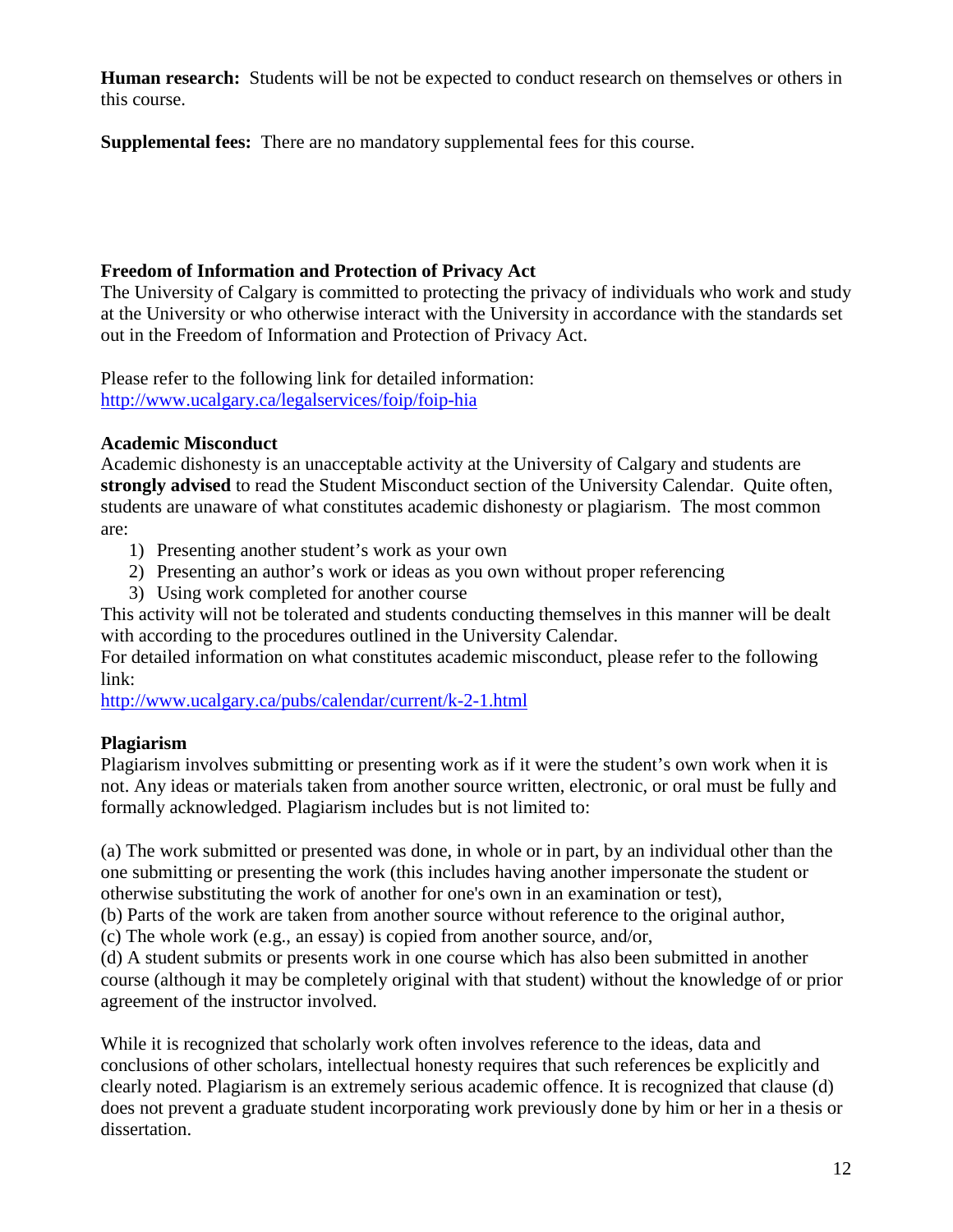**Human research:** Students will be not be expected to conduct research on themselves or others in this course.

**Supplemental fees:** There are no mandatory supplemental fees for this course.

**Freedom of Information and Protection of Privacy Act**

The University of Calgary is committed to protecting the privacy of individuals who work and study at the University or who otherwise interact with the University in accordance with the standards set out in the Freedom of Information and Protection of Privacy Act.

Please refer to the following link for detailed information:
http://www.ucalgary.ca/legalservices/foip/foip-hia

**Academic Misconduct**

Academic dishonesty is an unacceptable activity at the University of Calgary and students are **strongly advised** to read the Student Misconduct section of the University Calendar. Quite often, students are unaware of what constitutes academic dishonesty or plagiarism. The most common are:

1) Presenting another student's work as your own
2) Presenting an author's work or ideas as you own without proper referencing
3) Using work completed for another course

This activity will not be tolerated and students conducting themselves in this manner will be dealt with according to the procedures outlined in the University Calendar.

For detailed information on what constitutes academic misconduct, please refer to the following link:

http://www.ucalgary.ca/pubs/calendar/current/k-2-1.html

**Plagiarism**

Plagiarism involves submitting or presenting work as if it were the student's own work when it is not. Any ideas or materials taken from another source written, electronic, or oral must be fully and formally acknowledged. Plagiarism includes but is not limited to:

(a) The work submitted or presented was done, in whole or in part, by an individual other than the one submitting or presenting the work (this includes having another impersonate the student or otherwise substituting the work of another for one's own in an examination or test),
(b) Parts of the work are taken from another source without reference to the original author,
(c) The whole work (e.g., an essay) is copied from another source, and/or,
(d) A student submits or presents work in one course which has also been submitted in another course (although it may be completely original with that student) without the knowledge of or prior agreement of the instructor involved.

While it is recognized that scholarly work often involves reference to the ideas, data and conclusions of other scholars, intellectual honesty requires that such references be explicitly and clearly noted. Plagiarism is an extremely serious academic offence. It is recognized that clause (d) does not prevent a graduate student incorporating work previously done by him or her in a thesis or dissertation.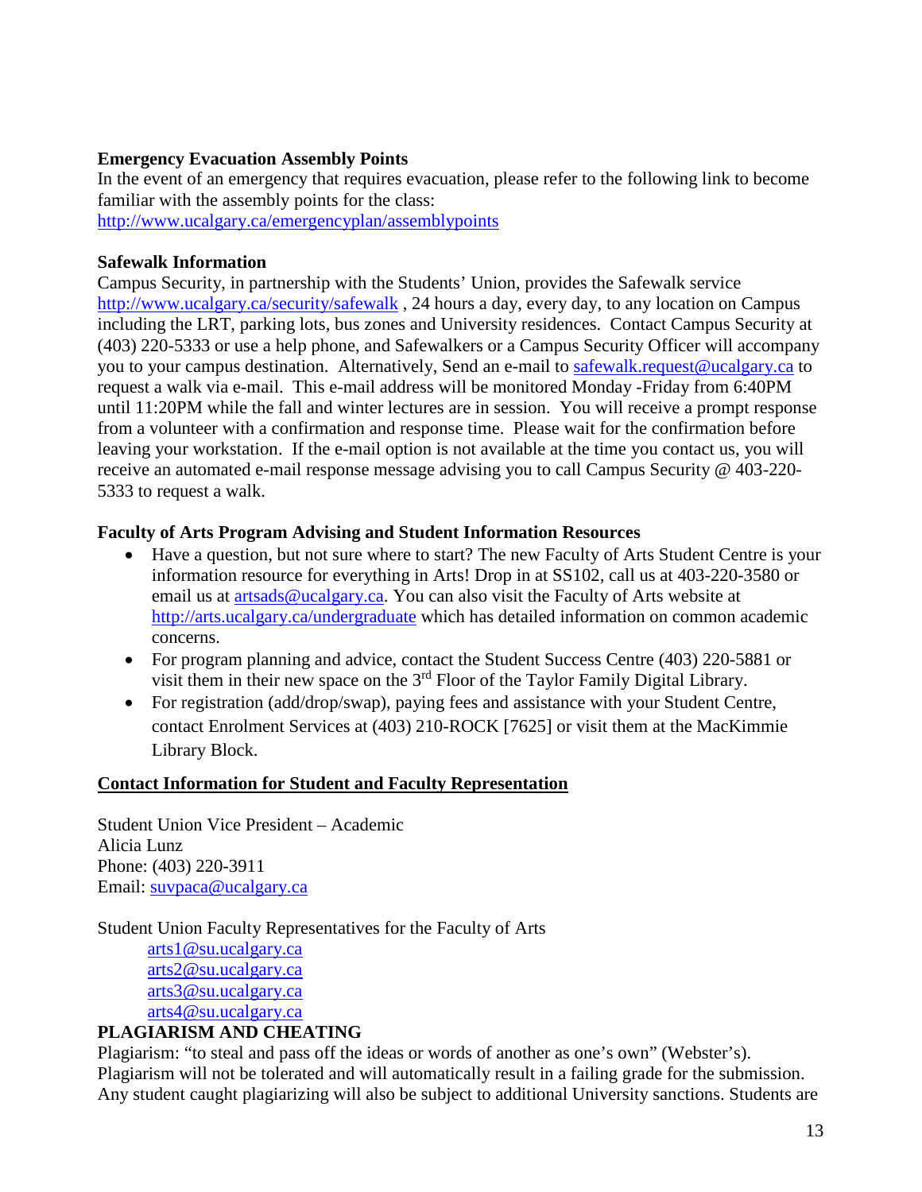**Emergency Evacuation Assembly Points**

In the event of an emergency that requires evacuation, please refer to the following link to become familiar with the assembly points for the class:
http://www.ucalgary.ca/emergencyplan/assemblypoints

**Safewalk Information**

Campus Security, in partnership with the Students' Union, provides the Safewalk service http://www.ucalgary.ca/security/safewalk , 24 hours a day, every day, to any location on Campus including the LRT, parking lots, bus zones and University residences. Contact Campus Security at (403) 220-5333 or use a help phone, and Safewalkers or a Campus Security Officer will accompany you to your campus destination. Alternatively, Send an e-mail to safewalk.request@ucalgary.ca to request a walk via e-mail. This e-mail address will be monitored Monday -Friday from 6:40PM until 11:20PM while the fall and winter lectures are in session. You will receive a prompt response from a volunteer with a confirmation and response time. Please wait for the confirmation before leaving your workstation. If the e-mail option is not available at the time you contact us, you will receive an automated e-mail response message advising you to call Campus Security @ 403-220-5333 to request a walk.

**Faculty of Arts Program Advising and Student Information Resources**

- Have a question, but not sure where to start? The new Faculty of Arts Student Centre is your information resource for everything in Arts! Drop in at SS102, call us at 403-220-3580 or email us at artsads@ucalgary.ca. You can also visit the Faculty of Arts website at http://arts.ucalgary.ca/undergraduate which has detailed information on common academic concerns.
- For program planning and advice, contact the Student Success Centre (403) 220-5881 or visit them in their new space on the 3rd Floor of the Taylor Family Digital Library.
- For registration (add/drop/swap), paying fees and assistance with your Student Centre, contact Enrolment Services at (403) 210-ROCK [7625] or visit them at the MacKimmie Library Block.

**Contact Information for Student and Faculty Representation**

Student Union Vice President – Academic
Alicia Lunz
Phone: (403) 220-3911
Email: suvpaca@ucalgary.ca

Student Union Faculty Representatives for the Faculty of Arts
arts1@su.ucalgary.ca
arts2@su.ucalgary.ca
arts3@su.ucalgary.ca
arts4@su.ucalgary.ca

**PLAGIARISM AND CHEATING**

Plagiarism: "to steal and pass off the ideas or words of another as one's own" (Webster's). Plagiarism will not be tolerated and will automatically result in a failing grade for the submission. Any student caught plagiarizing will also be subject to additional University sanctions. Students are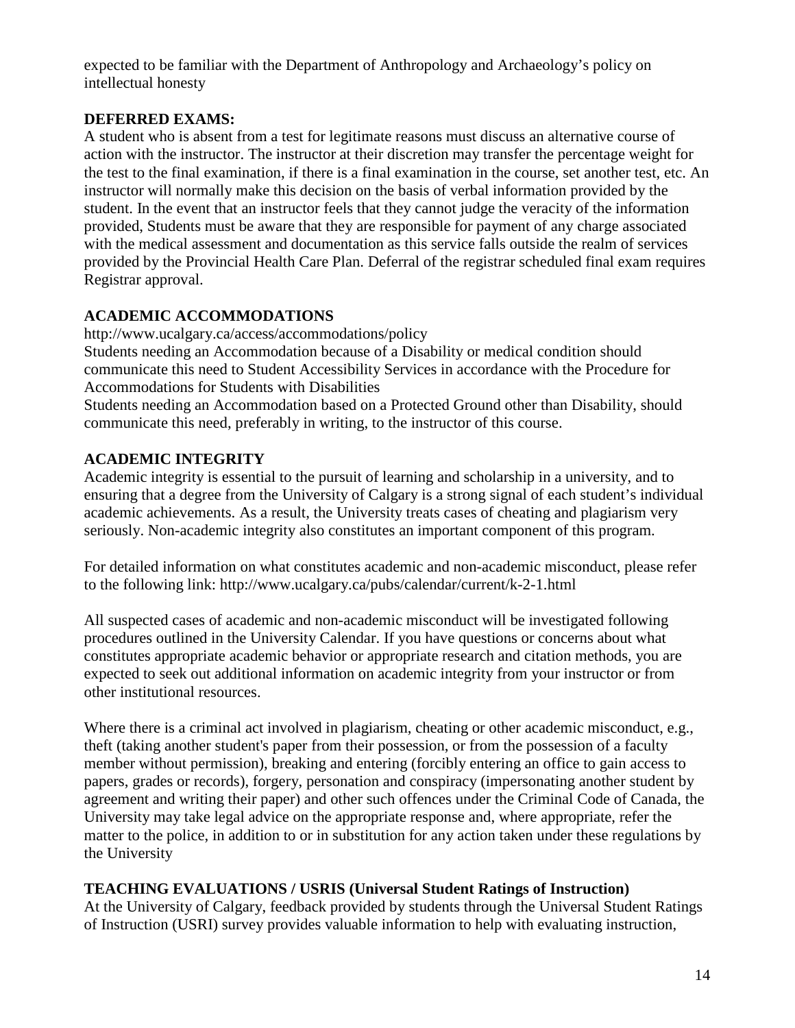expected to be familiar with the Department of Anthropology and Archaeology's policy on intellectual honesty

**DEFERRED EXAMS:**

A student who is absent from a test for legitimate reasons must discuss an alternative course of action with the instructor. The instructor at their discretion may transfer the percentage weight for the test to the final examination, if there is a final examination in the course, set another test, etc. An instructor will normally make this decision on the basis of verbal information provided by the student. In the event that an instructor feels that they cannot judge the veracity of the information provided, Students must be aware that they are responsible for payment of any charge associated with the medical assessment and documentation as this service falls outside the realm of services provided by the Provincial Health Care Plan. Deferral of the registrar scheduled final exam requires Registrar approval.

**ACADEMIC ACCOMMODATIONS**

http://www.ucalgary.ca/access/accommodations/policy

Students needing an Accommodation because of a Disability or medical condition should communicate this need to Student Accessibility Services in accordance with the Procedure for Accommodations for Students with Disabilities

Students needing an Accommodation based on a Protected Ground other than Disability, should communicate this need, preferably in writing, to the instructor of this course.

**ACADEMIC INTEGRITY**

Academic integrity is essential to the pursuit of learning and scholarship in a university, and to ensuring that a degree from the University of Calgary is a strong signal of each student's individual academic achievements. As a result, the University treats cases of cheating and plagiarism very seriously. Non-academic integrity also constitutes an important component of this program.

For detailed information on what constitutes academic and non-academic misconduct, please refer to the following link: http://www.ucalgary.ca/pubs/calendar/current/k-2-1.html

All suspected cases of academic and non-academic misconduct will be investigated following procedures outlined in the University Calendar. If you have questions or concerns about what constitutes appropriate academic behavior or appropriate research and citation methods, you are expected to seek out additional information on academic integrity from your instructor or from other institutional resources.

Where there is a criminal act involved in plagiarism, cheating or other academic misconduct, e.g., theft (taking another student's paper from their possession, or from the possession of a faculty member without permission), breaking and entering (forcibly entering an office to gain access to papers, grades or records), forgery, personation and conspiracy (impersonating another student by agreement and writing their paper) and other such offences under the Criminal Code of Canada, the University may take legal advice on the appropriate response and, where appropriate, refer the matter to the police, in addition to or in substitution for any action taken under these regulations by the University

**TEACHING EVALUATIONS / USRIS (Universal Student Ratings of Instruction)**

At the University of Calgary, feedback provided by students through the Universal Student Ratings of Instruction (USRI) survey provides valuable information to help with evaluating instruction,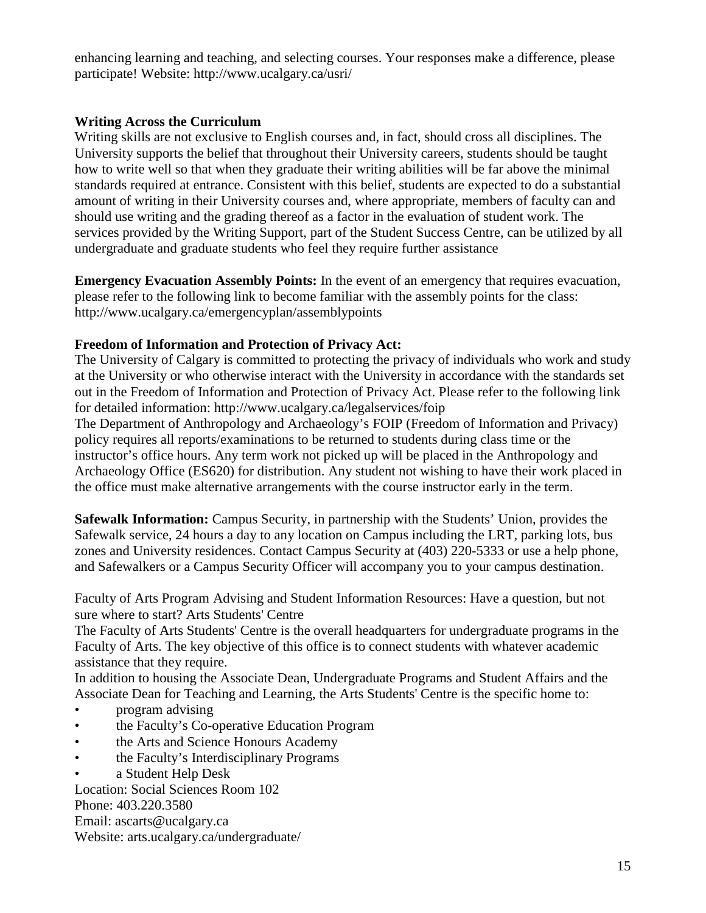enhancing learning and teaching, and selecting courses. Your responses make a difference, please participate! Website: http://www.ucalgary.ca/usri/

**Writing Across the Curriculum**

Writing skills are not exclusive to English courses and, in fact, should cross all disciplines. The University supports the belief that throughout their University careers, students should be taught how to write well so that when they graduate their writing abilities will be far above the minimal standards required at entrance. Consistent with this belief, students are expected to do a substantial amount of writing in their University courses and, where appropriate, members of faculty can and should use writing and the grading thereof as a factor in the evaluation of student work. The services provided by the Writing Support, part of the Student Success Centre, can be utilized by all undergraduate and graduate students who feel they require further assistance

**Emergency Evacuation Assembly Points:** In the event of an emergency that requires evacuation, please refer to the following link to become familiar with the assembly points for the class: http://www.ucalgary.ca/emergencyplan/assemblypoints

**Freedom of Information and Protection of Privacy Act:**

The University of Calgary is committed to protecting the privacy of individuals who work and study at the University or who otherwise interact with the University in accordance with the standards set out in the Freedom of Information and Protection of Privacy Act. Please refer to the following link for detailed information: http://www.ucalgary.ca/legalservices/foip

The Department of Anthropology and Archaeology's FOIP (Freedom of Information and Privacy) policy requires all reports/examinations to be returned to students during class time or the instructor's office hours. Any term work not picked up will be placed in the Anthropology and Archaeology Office (ES620) for distribution. Any student not wishing to have their work placed in the office must make alternative arrangements with the course instructor early in the term.

**Safewalk Information:** Campus Security, in partnership with the Students' Union, provides the Safewalk service, 24 hours a day to any location on Campus including the LRT, parking lots, bus zones and University residences. Contact Campus Security at (403) 220-5333 or use a help phone, and Safewalkers or a Campus Security Officer will accompany you to your campus destination.

Faculty of Arts Program Advising and Student Information Resources: Have a question, but not sure where to start? Arts Students' Centre

The Faculty of Arts Students' Centre is the overall headquarters for undergraduate programs in the Faculty of Arts. The key objective of this office is to connect students with whatever academic assistance that they require.

In addition to housing the Associate Dean, Undergraduate Programs and Student Affairs and the Associate Dean for Teaching and Learning, the Arts Students' Centre is the specific home to:

- program advising
- the Faculty's Co-operative Education Program
- the Arts and Science Honours Academy
- the Faculty's Interdisciplinary Programs
- a Student Help Desk

Location: Social Sciences Room 102
Phone: 403.220.3580
Email: ascarts@ucalgary.ca
Website: arts.ucalgary.ca/undergraduate/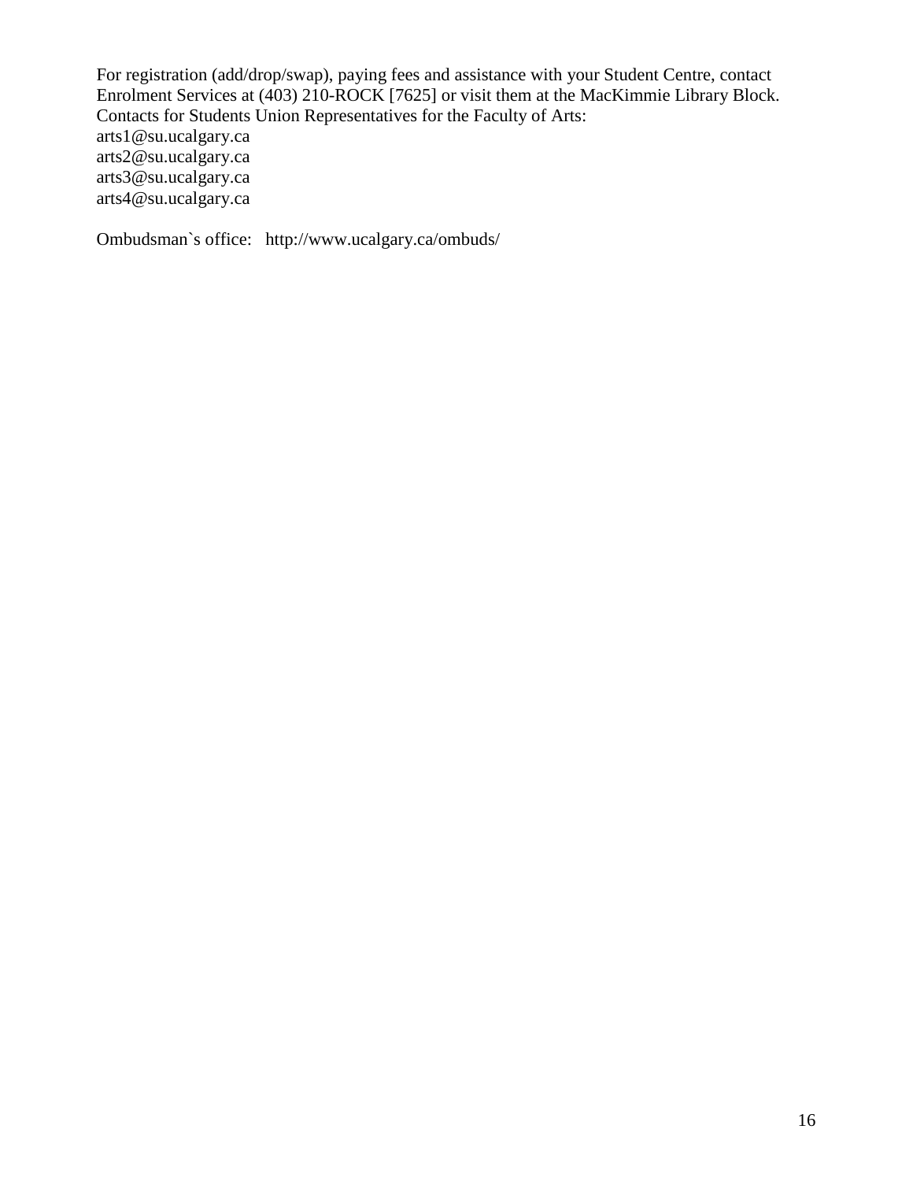For registration (add/drop/swap), paying fees and assistance with your Student Centre, contact Enrolment Services at (403) 210-ROCK [7625] or visit them at the MacKimmie Library Block.
Contacts for Students Union Representatives for the Faculty of Arts:
arts1@su.ucalgary.ca
arts2@su.ucalgary.ca
arts3@su.ucalgary.ca
arts4@su.ucalgary.ca

Ombudsman`s office: http://www.ucalgary.ca/ombuds/